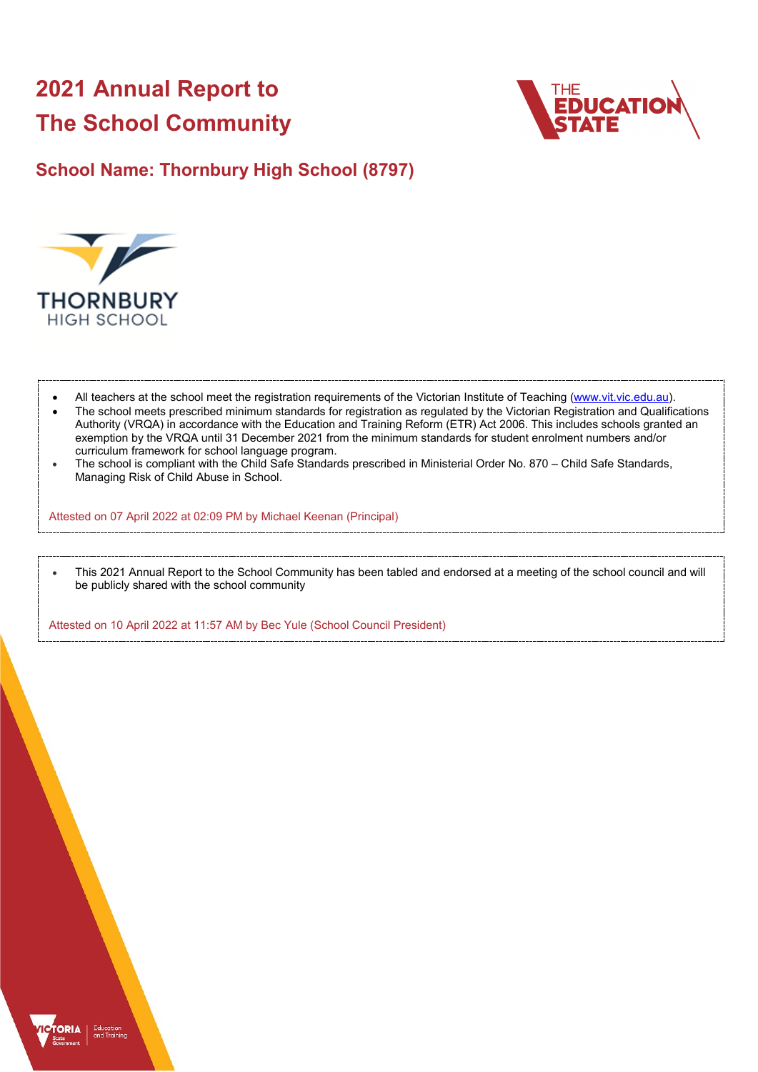# 2021 Annual Report to The School Community

## School Name: Thornbury High School (8797)

- All teachers at the school meet the registration requirements of the Victorian Institute of Teaching (www.vit.vic.edu.au).
- The school meets prescribed minimum standards for registration as regulated by the Victorian Registration and Qualifications Authority (VRQA) in accordance with the Education and Training Reform (ETR) Act 2006. This includes schools granted an exemption by the VRQA until 31 December 2021 from the minimum standards for student enrolment numbers and/or curriculum framework for school language program.
- The school is compliant with the Child Safe Standards prescribed in Ministerial Order No. 870 – Child Safe Standards, Managing Risk of Child Abuse in School.

Attested on 07 April 2022 at 02:09 PM by Michael Keenan (Principal)

- This 2021 Annual Report to the School Community has been tabled and endorsed at a meeting of the school council and will be publicly shared with the school community

Attested on 10 April 2022 at 11:57 AM by Bec Yule (School Council President)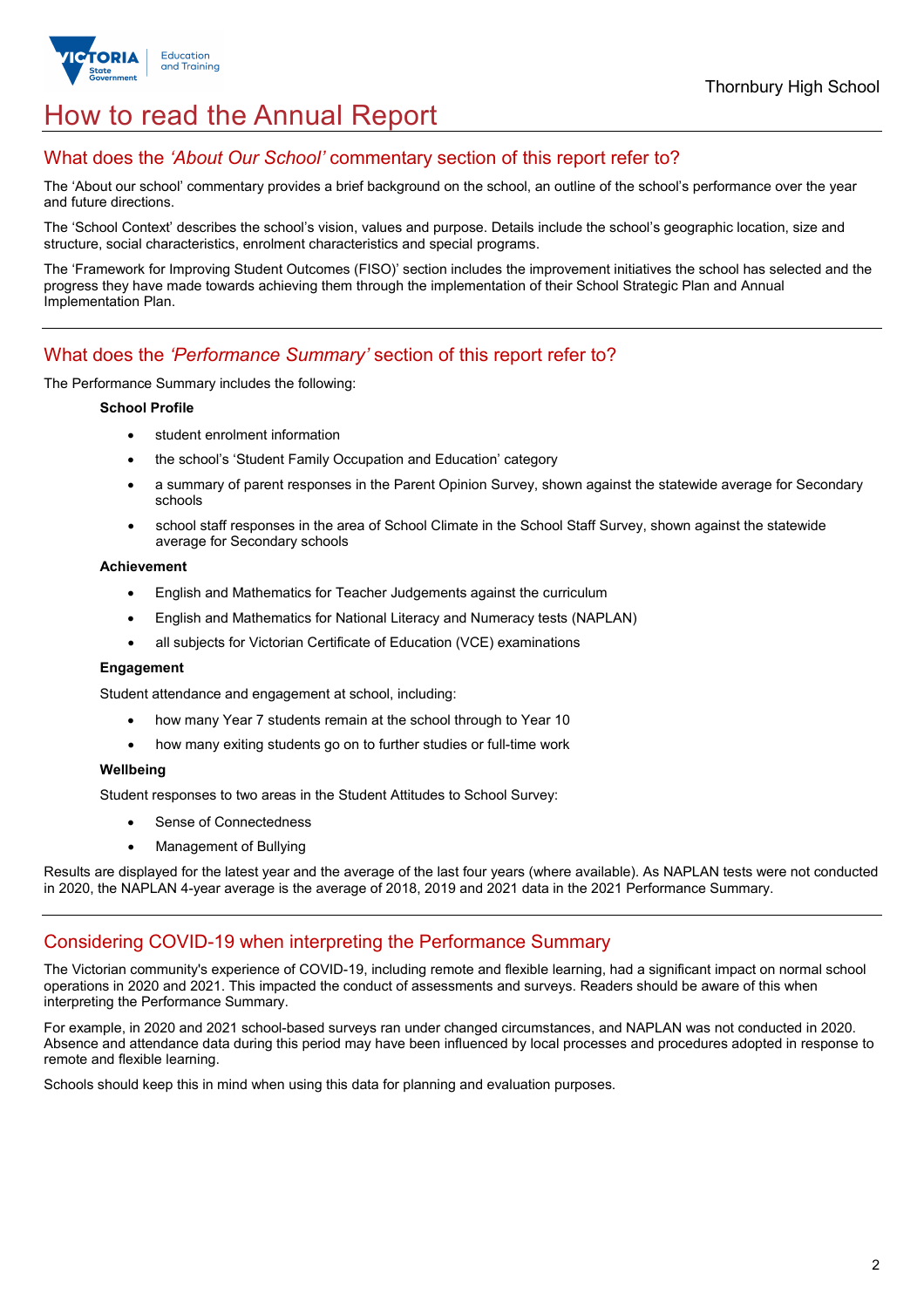# How to read the Annual Report

## What does the *'About Our School'* commentary section of this report refer to?

The 'About our school' commentary provides a brief background on the school, an outline of the school's performance over the year and future directions.

The 'School Context' describes the school's vision, values and purpose. Details include the school's geographic location, size and structure, social characteristics, enrolment characteristics and special programs.

The 'Framework for Improving Student Outcomes (FISO)' section includes the improvement initiatives the school has selected and the progress they have made towards achieving them through the implementation of their School Strategic Plan and Annual Implementation Plan.

## What does the *'Performance Summary'* section of this report refer to?

The Performance Summary includes the following:

**School Profile**

- student enrolment information
- the school's 'Student Family Occupation and Education' category
- a summary of parent responses in the Parent Opinion Survey, shown against the statewide average for Secondary schools
- school staff responses in the area of School Climate in the School Staff Survey, shown against the statewide average for Secondary schools

**Achievement**

- English and Mathematics for Teacher Judgements against the curriculum
- English and Mathematics for National Literacy and Numeracy tests (NAPLAN)
- all subjects for Victorian Certificate of Education (VCE) examinations

**Engagement**

Student attendance and engagement at school, including:

- how many Year 7 students remain at the school through to Year 10
- how many exiting students go on to further studies or full-time work

**Wellbeing**

Student responses to two areas in the Student Attitudes to School Survey:

- Sense of Connectedness
- Management of Bullying

Results are displayed for the latest year and the average of the last four years (where available). As NAPLAN tests were not conducted in 2020, the NAPLAN 4-year average is the average of 2018, 2019 and 2021 data in the 2021 Performance Summary.

## Considering COVID-19 when interpreting the Performance Summary

The Victorian community's experience of COVID-19, including remote and flexible learning, had a significant impact on normal school operations in 2020 and 2021. This impacted the conduct of assessments and surveys. Readers should be aware of this when interpreting the Performance Summary.

For example, in 2020 and 2021 school-based surveys ran under changed circumstances, and NAPLAN was not conducted in 2020. Absence and attendance data during this period may have been influenced by local processes and procedures adopted in response to remote and flexible learning.

Schools should keep this in mind when using this data for planning and evaluation purposes.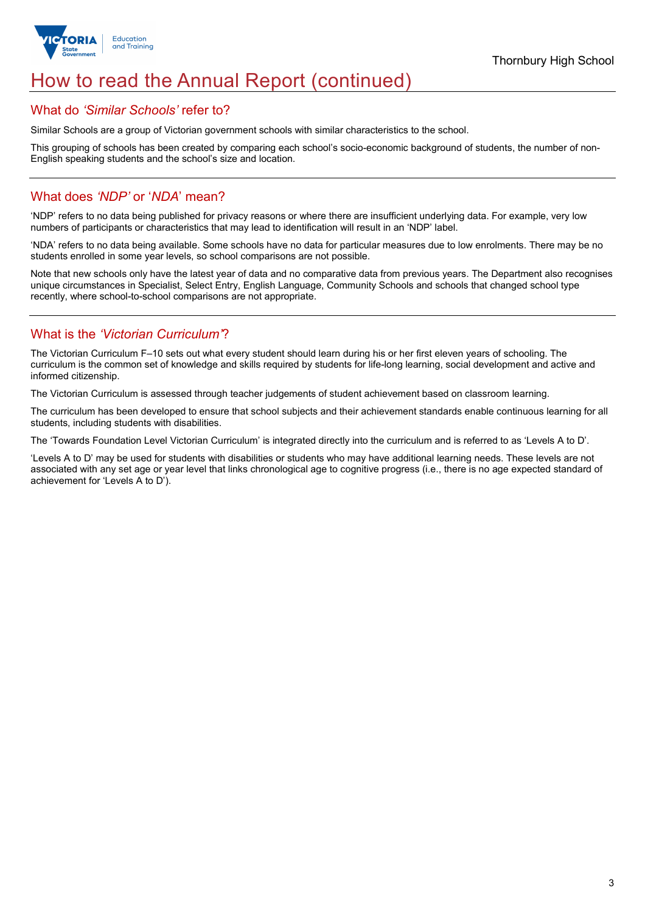# How to read the Annual Report (continued)

## What do *'Similar Schools'* refer to?

Similar Schools are a group of Victorian government schools with similar characteristics to the school.

This grouping of schools has been created by comparing each school's socio-economic background of students, the number of non-English speaking students and the school's size and location.

## What does *'NDP'* or '*NDA*' mean?

'NDP' refers to no data being published for privacy reasons or where there are insufficient underlying data. For example, very low numbers of participants or characteristics that may lead to identification will result in an 'NDP' label.

'NDA' refers to no data being available. Some schools have no data for particular measures due to low enrolments. There may be no students enrolled in some year levels, so school comparisons are not possible.

Note that new schools only have the latest year of data and no comparative data from previous years. The Department also recognises unique circumstances in Specialist, Select Entry, English Language, Community Schools and schools that changed school type recently, where school-to-school comparisons are not appropriate.

## What is the *'Victorian Curriculum'*?

The Victorian Curriculum F–10 sets out what every student should learn during his or her first eleven years of schooling. The curriculum is the common set of knowledge and skills required by students for life-long learning, social development and active and informed citizenship.

The Victorian Curriculum is assessed through teacher judgements of student achievement based on classroom learning.

The curriculum has been developed to ensure that school subjects and their achievement standards enable continuous learning for all students, including students with disabilities.

The 'Towards Foundation Level Victorian Curriculum' is integrated directly into the curriculum and is referred to as 'Levels A to D'.

'Levels A to D' may be used for students with disabilities or students who may have additional learning needs. These levels are not associated with any set age or year level that links chronological age to cognitive progress (i.e., there is no age expected standard of achievement for 'Levels A to D').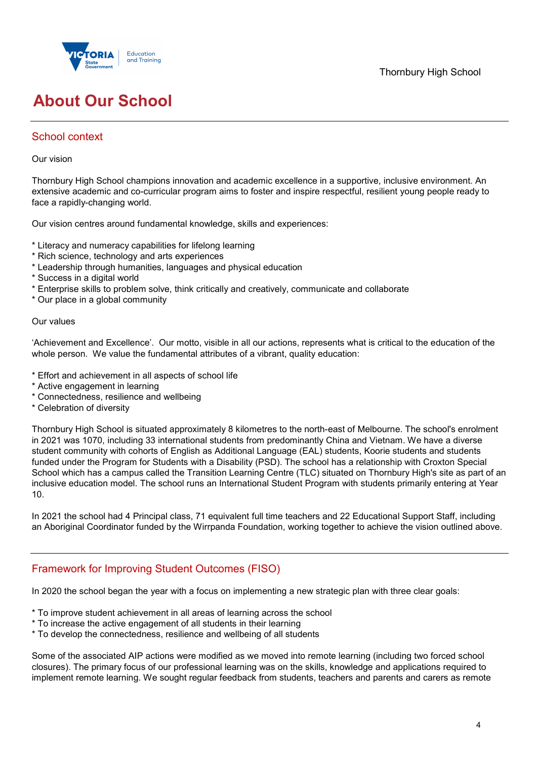# About Our School

## School context

Our vision

Thornbury High School champions innovation and academic excellence in a supportive, inclusive environment. An extensive academic and co-curricular program aims to foster and inspire respectful, resilient young people ready to face a rapidly-changing world.

Our vision centres around fundamental knowledge, skills and experiences:

* Literacy and numeracy capabilities for lifelong learning
* Rich science, technology and arts experiences
* Leadership through humanities, languages and physical education
* Success in a digital world
* Enterprise skills to problem solve, think critically and creatively, communicate and collaborate
* Our place in a global community

Our values

'Achievement and Excellence'. Our motto, visible in all our actions, represents what is critical to the education of the whole person. We value the fundamental attributes of a vibrant, quality education:

* Effort and achievement in all aspects of school life
* Active engagement in learning
* Connectedness, resilience and wellbeing
* Celebration of diversity

Thornbury High School is situated approximately 8 kilometres to the north-east of Melbourne. The school's enrolment in 2021 was 1070, including 33 international students from predominantly China and Vietnam. We have a diverse student community with cohorts of English as Additional Language (EAL) students, Koorie students and students funded under the Program for Students with a Disability (PSD). The school has a relationship with Croxton Special School which has a campus called the Transition Learning Centre (TLC) situated on Thornbury High's site as part of an inclusive education model. The school runs an International Student Program with students primarily entering at Year 10.

In 2021 the school had 4 Principal class, 71 equivalent full time teachers and 22 Educational Support Staff, including an Aboriginal Coordinator funded by the Wirrpanda Foundation, working together to achieve the vision outlined above.

## Framework for Improving Student Outcomes (FISO)

In 2020 the school began the year with a focus on implementing a new strategic plan with three clear goals:

* To improve student achievement in all areas of learning across the school
* To increase the active engagement of all students in their learning
* To develop the connectedness, resilience and wellbeing of all students

Some of the associated AIP actions were modified as we moved into remote learning (including two forced school closures). The primary focus of our professional learning was on the skills, knowledge and applications required to implement remote learning. We sought regular feedback from students, teachers and parents and carers as remote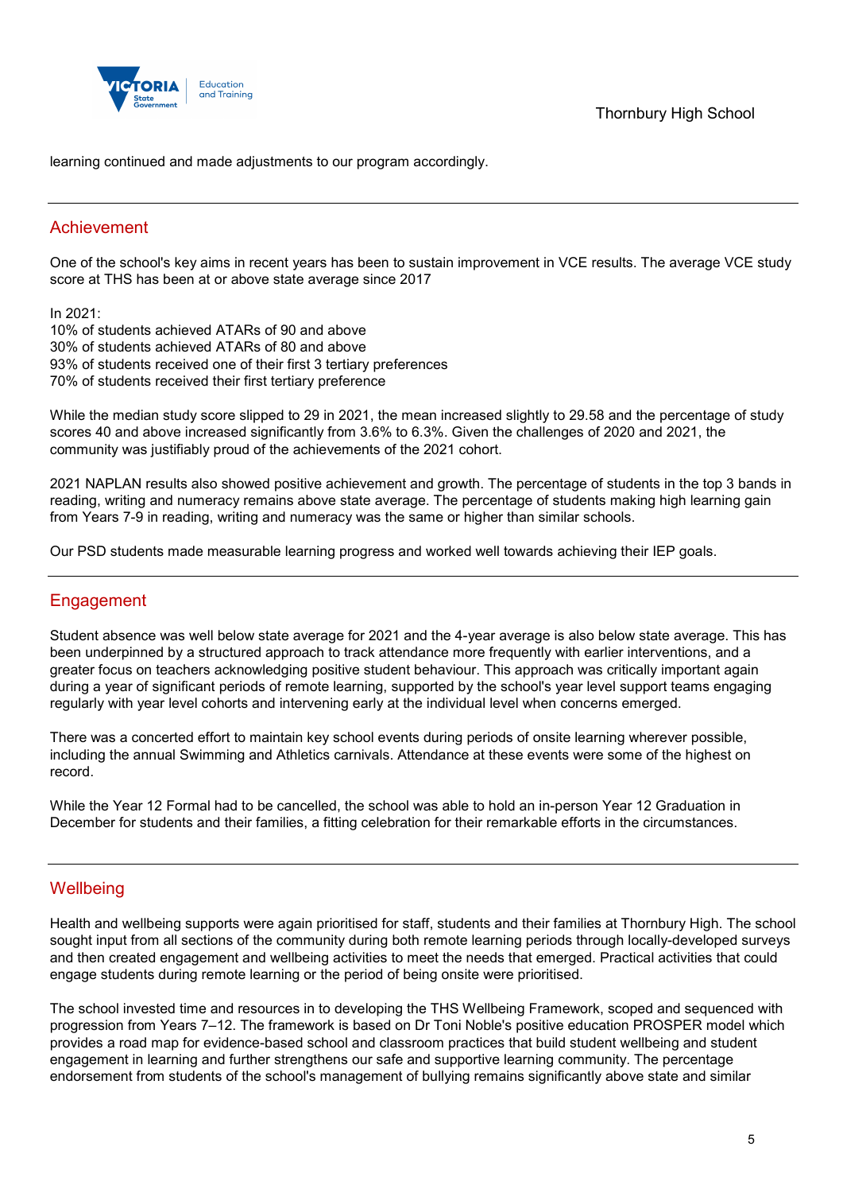learning continued and made adjustments to our program accordingly.

## Achievement

One of the school's key aims in recent years has been to sustain improvement in VCE results. The average VCE study score at THS has been at or above state average since 2017

In 2021:
10% of students achieved ATARs of 90 and above
30% of students achieved ATARs of 80 and above
93% of students received one of their first 3 tertiary preferences
70% of students received their first tertiary preference

While the median study score slipped to 29 in 2021, the mean increased slightly to 29.58 and the percentage of study scores 40 and above increased significantly from 3.6% to 6.3%. Given the challenges of 2020 and 2021, the community was justifiably proud of the achievements of the 2021 cohort.

2021 NAPLAN results also showed positive achievement and growth. The percentage of students in the top 3 bands in reading, writing and numeracy remains above state average. The percentage of students making high learning gain from Years 7-9 in reading, writing and numeracy was the same or higher than similar schools.

Our PSD students made measurable learning progress and worked well towards achieving their IEP goals.

## Engagement

Student absence was well below state average for 2021 and the 4-year average is also below state average. This has been underpinned by a structured approach to track attendance more frequently with earlier interventions, and a greater focus on teachers acknowledging positive student behaviour. This approach was critically important again during a year of significant periods of remote learning, supported by the school's year level support teams engaging regularly with year level cohorts and intervening early at the individual level when concerns emerged.

There was a concerted effort to maintain key school events during periods of onsite learning wherever possible, including the annual Swimming and Athletics carnivals. Attendance at these events were some of the highest on record.

While the Year 12 Formal had to be cancelled, the school was able to hold an in-person Year 12 Graduation in December for students and their families, a fitting celebration for their remarkable efforts in the circumstances.

## Wellbeing

Health and wellbeing supports were again prioritised for staff, students and their families at Thornbury High. The school sought input from all sections of the community during both remote learning periods through locally-developed surveys and then created engagement and wellbeing activities to meet the needs that emerged. Practical activities that could engage students during remote learning or the period of being onsite were prioritised.

The school invested time and resources in to developing the THS Wellbeing Framework, scoped and sequenced with progression from Years 7–12. The framework is based on Dr Toni Noble's positive education PROSPER model which provides a road map for evidence-based school and classroom practices that build student wellbeing and student engagement in learning and further strengthens our safe and supportive learning community. The percentage endorsement from students of the school's management of bullying remains significantly above state and similar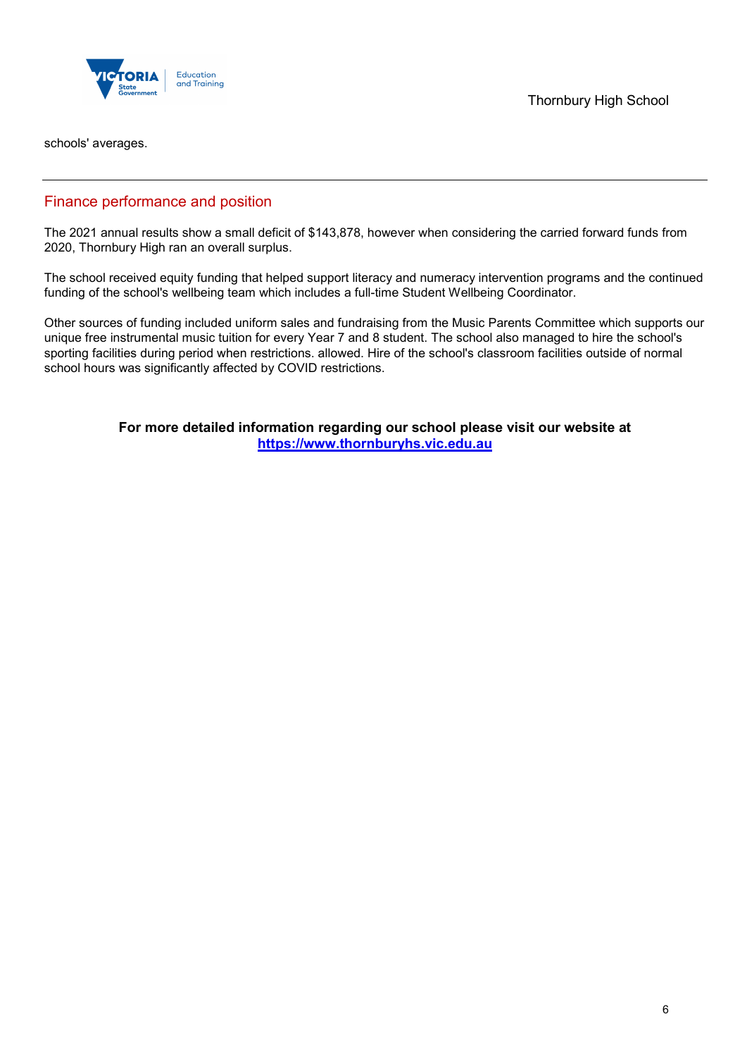schools' averages.

---

## Finance performance and position

The 2021 annual results show a small deficit of $143,878, however when considering the carried forward funds from 2020, Thornbury High ran an overall surplus.

The school received equity funding that helped support literacy and numeracy intervention programs and the continued funding of the school's wellbeing team which includes a full-time Student Wellbeing Coordinator.

Other sources of funding included uniform sales and fundraising from the Music Parents Committee which supports our unique free instrumental music tuition for every Year 7 and 8 student. The school also managed to hire the school's sporting facilities during period when restrictions. allowed. Hire of the school's classroom facilities outside of normal school hours was significantly affected by COVID restrictions.

**For more detailed information regarding our school please visit our website at**
**[https://www.thornburyhs.vic.edu.au](https://www.thornburyhs.vic.edu.au)**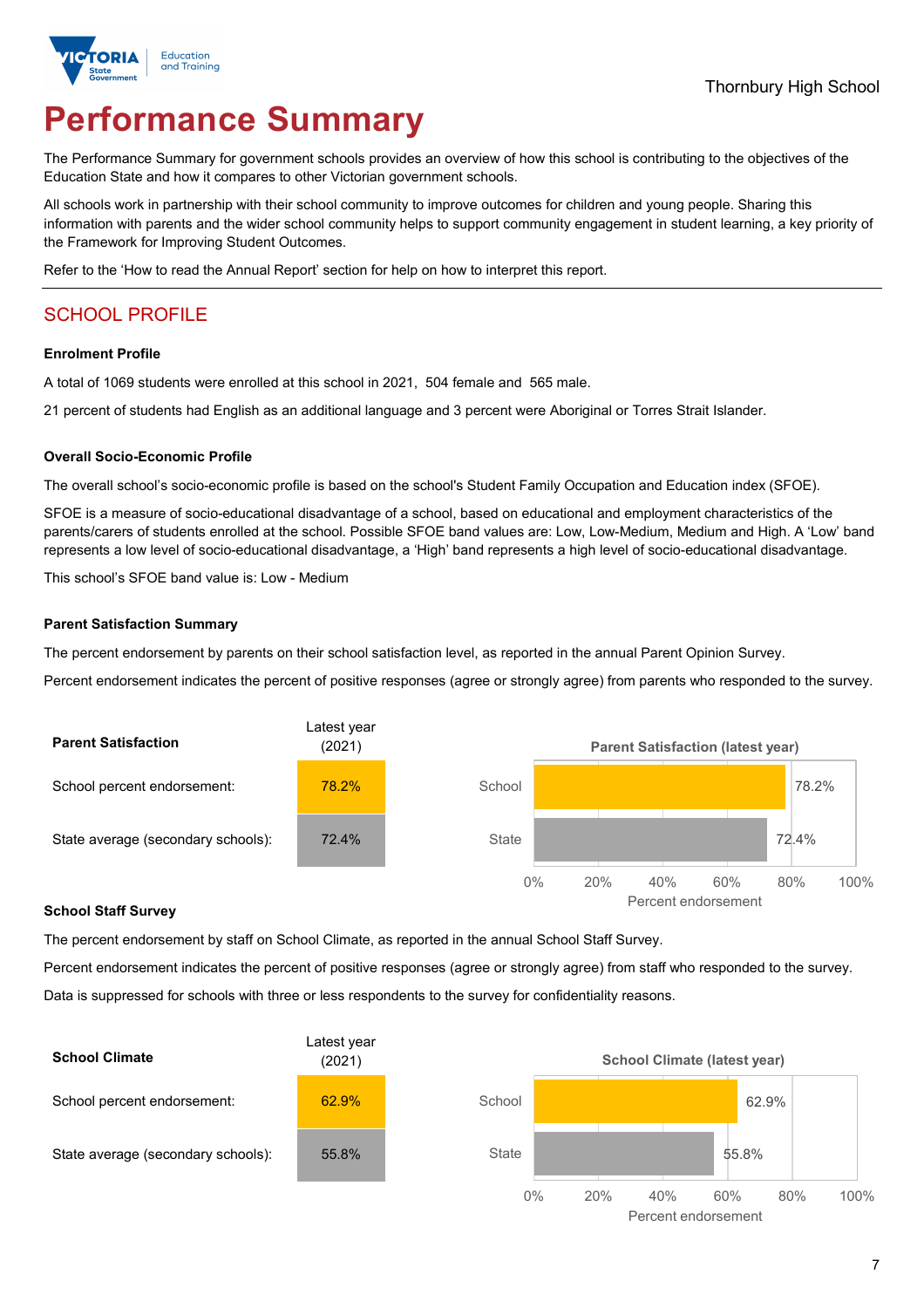Thornbury High School

# Performance Summary

The Performance Summary for government schools provides an overview of how this school is contributing to the objectives of the Education State and how it compares to other Victorian government schools.

All schools work in partnership with their school community to improve outcomes for children and young people. Sharing this information with parents and the wider school community helps to support community engagement in student learning, a key priority of the Framework for Improving Student Outcomes.

Refer to the 'How to read the Annual Report' section for help on how to interpret this report.

## SCHOOL PROFILE

### Enrolment Profile

A total of 1069 students were enrolled at this school in 2021, 504 female and 565 male.

21 percent of students had English as an additional language and 3 percent were Aboriginal or Torres Strait Islander.

### Overall Socio-Economic Profile

The overall school's socio-economic profile is based on the school's Student Family Occupation and Education index (SFOE).

SFOE is a measure of socio-educational disadvantage of a school, based on educational and employment characteristics of the parents/carers of students enrolled at the school. Possible SFOE band values are: Low, Low-Medium, Medium and High. A 'Low' band represents a low level of socio-educational disadvantage, a 'High' band represents a high level of socio-educational disadvantage.

This school's SFOE band value is: Low - Medium

### Parent Satisfaction Summary

The percent endorsement by parents on their school satisfaction level, as reported in the annual Parent Opinion Survey.

Percent endorsement indicates the percent of positive responses (agree or strongly agree) from parents who responded to the survey.

| Parent Satisfaction | Latest year (2021) |
|---|---|
| School percent endorsement: | 78.2% |
| State average (secondary schools): | 72.4% |

Parent Satisfaction (latest year)

| | Percent endorsement |
|---|---|
| School | 78.2% |
| State | 72.4% |

### School Staff Survey

The percent endorsement by staff on School Climate, as reported in the annual School Staff Survey.

Percent endorsement indicates the percent of positive responses (agree or strongly agree) from staff who responded to the survey.

Data is suppressed for schools with three or less respondents to the survey for confidentiality reasons.

| School Climate | Latest year (2021) |
|---|---|
| School percent endorsement: | 62.9% |
| State average (secondary schools): | 55.8% |

School Climate (latest year)

| | Percent endorsement |
|---|---|
| School | 62.9% |
| State | 55.8% |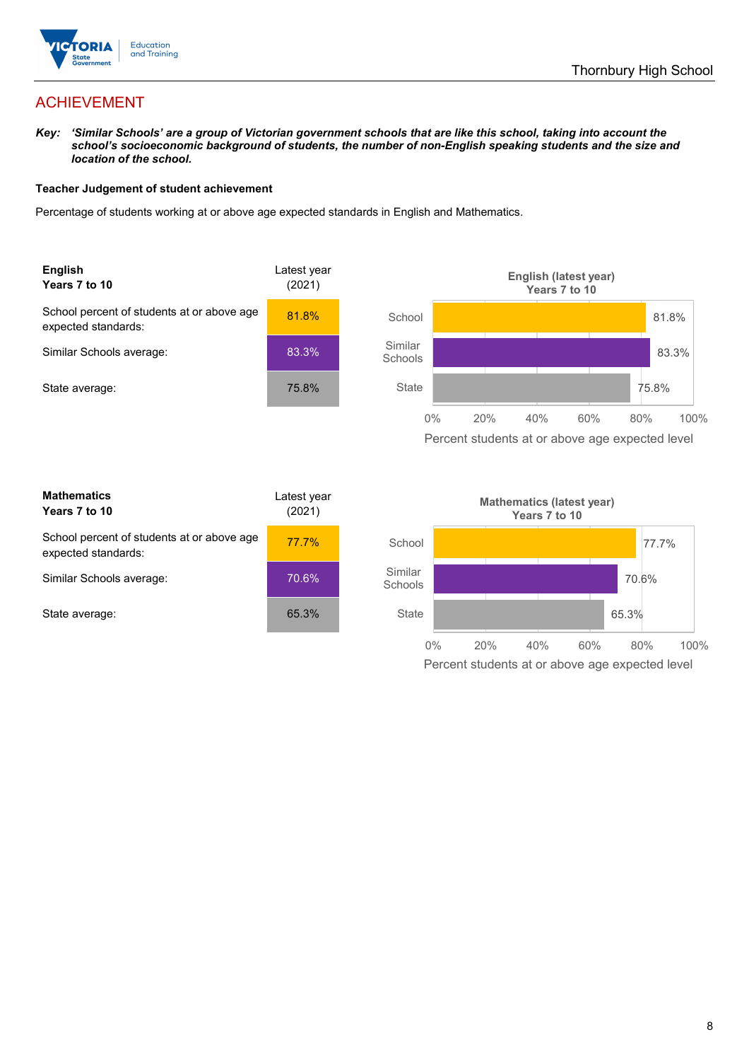## ACHIEVEMENT

***Key:*** ***'Similar Schools' are a group of Victorian government schools that are like this school, taking into account the school's socioeconomic background of students, the number of non-English speaking students and the size and location of the school.***

**Teacher Judgement of student achievement**

Percentage of students working at or above age expected standards in English and Mathematics.

| **English Years 7 to 10** | Latest year (2021) |
|---|---|
| School percent of students at or above age expected standards: | 81.8% |
| Similar Schools average: | 83.3% |
| State average: | 75.8% |

**English (latest year) Years 7 to 10**

| | Percent students at or above age expected level |
|---|---|
| School | 81.8% |
| Similar Schools | 83.3% |
| State | 75.8% |

| **Mathematics Years 7 to 10** | Latest year (2021) |
|---|---|
| School percent of students at or above age expected standards: | 77.7% |
| Similar Schools average: | 70.6% |
| State average: | 65.3% |

**Mathematics (latest year) Years 7 to 10**

| | Percent students at or above age expected level |
|---|---|
| School | 77.7% |
| Similar Schools | 70.6% |
| State | 65.3% |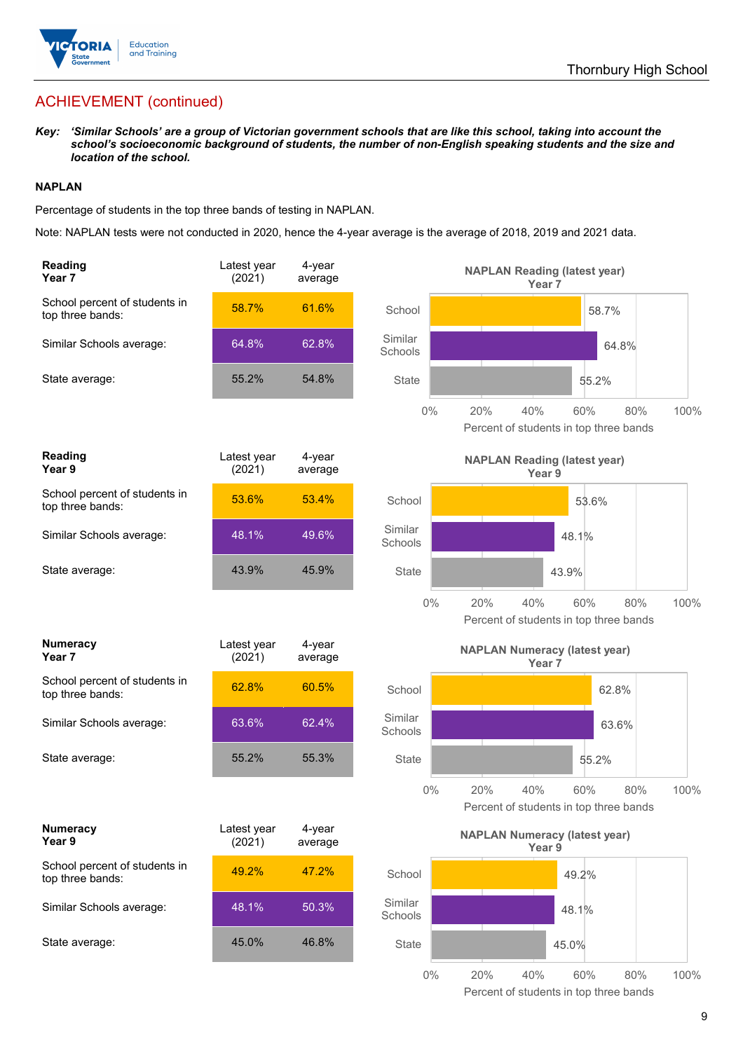## ACHIEVEMENT (continued)

***Key:** 'Similar Schools' are a group of Victorian government schools that are like this school, taking into account the school's socioeconomic background of students, the number of non-English speaking students and the size and location of the school.*

**NAPLAN**

Percentage of students in the top three bands of testing in NAPLAN.

Note: NAPLAN tests were not conducted in 2020, hence the 4-year average is the average of 2018, 2019 and 2021 data.

| **Reading Year 7** | Latest year (2021) | 4-year average |
|---|---|---|
| School percent of students in top three bands: | 58.7% | 61.6% |
| Similar Schools average: | 64.8% | 62.8% |
| State average: | 55.2% | 54.8% |

**NAPLAN Reading (latest year) Year 7**

| | Percent of students in top three bands |
|---|---|
| School | 58.7% |
| Similar Schools | 64.8% |
| State | 55.2% |

| **Reading Year 9** | Latest year (2021) | 4-year average |
|---|---|---|
| School percent of students in top three bands: | 53.6% | 53.4% |
| Similar Schools average: | 48.1% | 49.6% |
| State average: | 43.9% | 45.9% |

**NAPLAN Reading (latest year) Year 9**

| | Percent of students in top three bands |
|---|---|
| School | 53.6% |
| Similar Schools | 48.1% |
| State | 43.9% |

| **Numeracy Year 7** | Latest year (2021) | 4-year average |
|---|---|---|
| School percent of students in top three bands: | 62.8% | 60.5% |
| Similar Schools average: | 63.6% | 62.4% |
| State average: | 55.2% | 55.3% |

**NAPLAN Numeracy (latest year) Year 7**

| | Percent of students in top three bands |
|---|---|
| School | 62.8% |
| Similar Schools | 63.6% |
| State | 55.2% |

| **Numeracy Year 9** | Latest year (2021) | 4-year average |
|---|---|---|
| School percent of students in top three bands: | 49.2% | 47.2% |
| Similar Schools average: | 48.1% | 50.3% |
| State average: | 45.0% | 46.8% |

**NAPLAN Numeracy (latest year) Year 9**

| | Percent of students in top three bands |
|---|---|
| School | 49.2% |
| Similar Schools | 48.1% |
| State | 45.0% |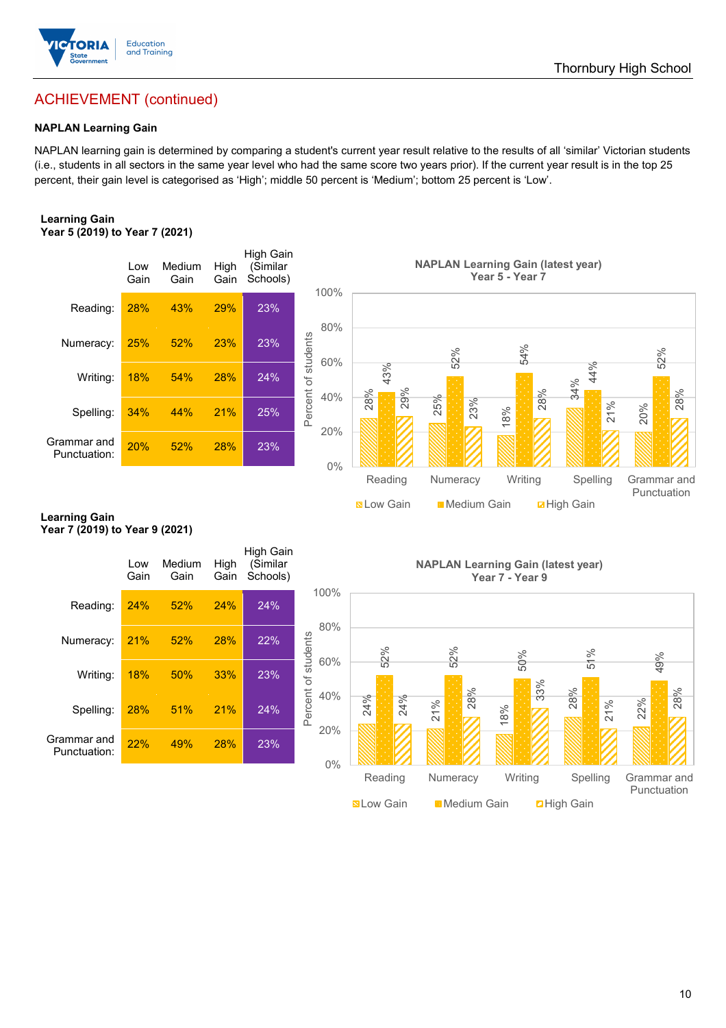## ACHIEVEMENT (continued)

**NAPLAN Learning Gain**

NAPLAN learning gain is determined by comparing a student's current year result relative to the results of all 'similar' Victorian students (i.e., students in all sectors in the same year level who had the same score two years prior). If the current year result is in the top 25 percent, their gain level is categorised as 'High'; middle 50 percent is 'Medium'; bottom 25 percent is 'Low'.

**Learning Gain**
**Year 5 (2019) to Year 7 (2021)**

| | Low Gain | Medium Gain | High Gain | High Gain (Similar Schools) |
|---|---|---|---|---|
| Reading: | 28% | 43% | 29% | 23% |
| Numeracy: | 25% | 52% | 23% | 23% |
| Writing: | 18% | 54% | 28% | 24% |
| Spelling: | 34% | 44% | 21% | 25% |
| Grammar and Punctuation: | 20% | 52% | 28% | 23% |

**NAPLAN Learning Gain (latest year)**
**Year 5 - Year 7**

| | Low Gain | Medium Gain | High Gain |
|---|---|---|---|
| Reading | 28% | 43% | 29% |
| Numeracy | 25% | 52% | 23% |
| Writing | 18% | 54% | 28% |
| Spelling | 34% | 44% | 21% |
| Grammar and Punctuation | 20% | 52% | 28% |

**Learning Gain**
**Year 7 (2019) to Year 9 (2021)**

| | Low Gain | Medium Gain | High Gain | High Gain (Similar Schools) |
|---|---|---|---|---|
| Reading: | 24% | 52% | 24% | 24% |
| Numeracy: | 21% | 52% | 28% | 22% |
| Writing: | 18% | 50% | 33% | 23% |
| Spelling: | 28% | 51% | 21% | 24% |
| Grammar and Punctuation: | 22% | 49% | 28% | 23% |

**NAPLAN Learning Gain (latest year)**
**Year 7 - Year 9**

| | Low Gain | Medium Gain | High Gain |
|---|---|---|---|
| Reading | 24% | 52% | 24% |
| Numeracy | 21% | 52% | 28% |
| Writing | 18% | 50% | 33% |
| Spelling | 28% | 51% | 21% |
| Grammar and Punctuation | 22% | 49% | 28% |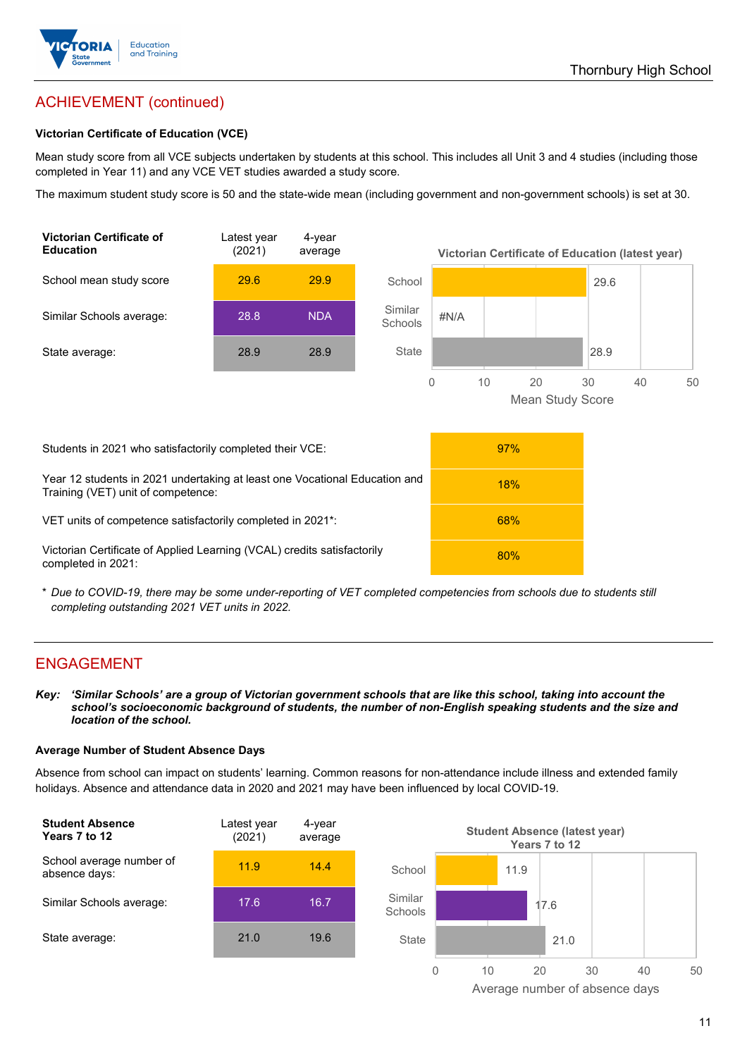## ACHIEVEMENT (continued)

### Victorian Certificate of Education (VCE)

Mean study score from all VCE subjects undertaken by students at this school. This includes all Unit 3 and 4 studies (including those completed in Year 11) and any VCE VET studies awarded a study score.

The maximum student study score is 50 and the state-wide mean (including government and non-government schools) is set at 30.

| Victorian Certificate of Education | Latest year (2021) | 4-year average |
|---|---|---|
| School mean study score | 29.6 | 29.9 |
| Similar Schools average: | 28.8 | NDA |
| State average: | 28.9 | 28.9 |

**Victorian Certificate of Education (latest year)**

| | Mean Study Score |
|---|---|
| School | 29.6 |
| Similar Schools | #N/A |
| State | 28.9 |

| | |
|---|---|
| Students in 2021 who satisfactorily completed their VCE: | 97% |
| Year 12 students in 2021 undertaking at least one Vocational Education and Training (VET) unit of competence: | 18% |
| VET units of competence satisfactorily completed in 2021*: | 68% |
| Victorian Certificate of Applied Learning (VCAL) credits satisfactorily completed in 2021: | 80% |

* *Due to COVID-19, there may be some under-reporting of VET completed competencies from schools due to students still completing outstanding 2021 VET units in 2022.*

## ENGAGEMENT

***Key: 'Similar Schools' are a group of Victorian government schools that are like this school, taking into account the school's socioeconomic background of students, the number of non-English speaking students and the size and location of the school.***

### Average Number of Student Absence Days

Absence from school can impact on students' learning. Common reasons for non-attendance include illness and extended family holidays. Absence and attendance data in 2020 and 2021 may have been influenced by local COVID-19.

| Student Absence Years 7 to 12 | Latest year (2021) | 4-year average |
|---|---|---|
| School average number of absence days: | 11.9 | 14.4 |
| Similar Schools average: | 17.6 | 16.7 |
| State average: | 21.0 | 19.6 |

**Student Absence (latest year) Years 7 to 12**

| | Average number of absence days |
|---|---|
| School | 11.9 |
| Similar Schools | 17.6 |
| State | 21.0 |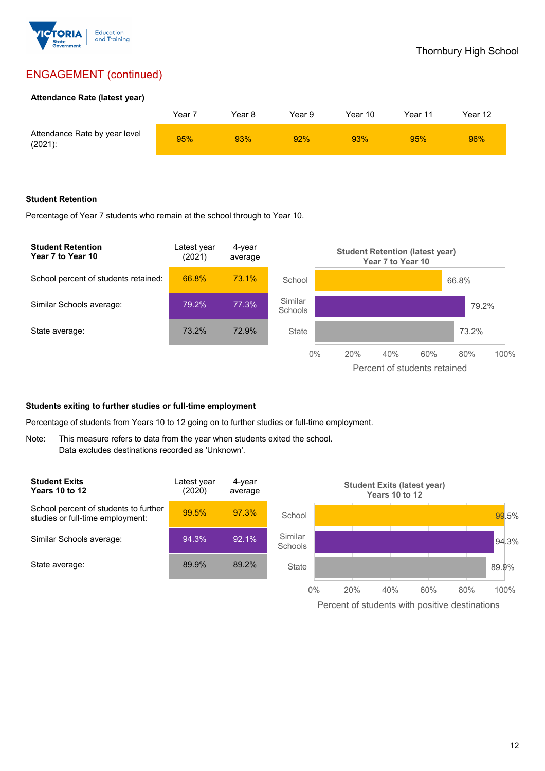## ENGAGEMENT (continued)

### Attendance Rate (latest year)

| | Year 7 | Year 8 | Year 9 | Year 10 | Year 11 | Year 12 |
|---|---|---|---|---|---|---|
| Attendance Rate by year level (2021): | 95% | 93% | 92% | 93% | 95% | 96% |

### Student Retention

Percentage of Year 7 students who remain at the school through to Year 10.

| Student Retention Year 7 to Year 10 | Latest year (2021) | 4-year average |
|---|---|---|
| School percent of students retained: | 66.8% | 73.1% |
| Similar Schools average: | 79.2% | 77.3% |
| State average: | 73.2% | 72.9% |

**Student Retention (latest year) Year 7 to Year 10**

| | Percent of students retained |
|---|---|
| School | 66.8% |
| Similar Schools | 79.2% |
| State | 73.2% |

### Students exiting to further studies or full-time employment

Percentage of students from Years 10 to 12 going on to further studies or full-time employment.

Note: This measure refers to data from the year when students exited the school. Data excludes destinations recorded as 'Unknown'.

| Student Exits Years 10 to 12 | Latest year (2020) | 4-year average |
|---|---|---|
| School percent of students to further studies or full-time employment: | 99.5% | 97.3% |
| Similar Schools average: | 94.3% | 92.1% |
| State average: | 89.9% | 89.2% |

**Student Exits (latest year) Years 10 to 12**

| | Percent of students with positive destinations |
|---|---|
| School | 99.5% |
| Similar Schools | 94.3% |
| State | 89.9% |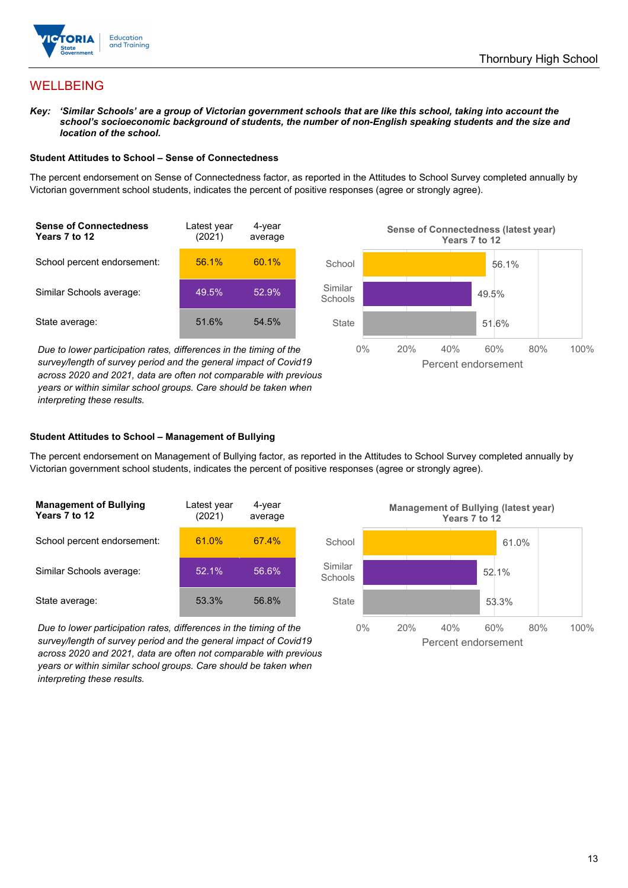# WELLBEING

***Key:*** ***'Similar Schools' are a group of Victorian government schools that are like this school, taking into account the school's socioeconomic background of students, the number of non-English speaking students and the size and location of the school.***

### Student Attitudes to School – Sense of Connectedness

The percent endorsement on Sense of Connectedness factor, as reported in the Attitudes to School Survey completed annually by Victorian government school students, indicates the percent of positive responses (agree or strongly agree).

| **Sense of Connectedness Years 7 to 12** | Latest year (2021) | 4-year average |
|---|---|---|
| School percent endorsement: | 56.1% | 60.1% |
| Similar Schools average: | 49.5% | 52.9% |
| State average: | 51.6% | 54.5% |

*Due to lower participation rates, differences in the timing of the survey/length of survey period and the general impact of Covid19 across 2020 and 2021, data are often not comparable with previous years or within similar school groups. Care should be taken when interpreting these results.*

**Sense of Connectedness (latest year) Years 7 to 12**

| | Percent endorsement |
|---|---|
| School | 56.1% |
| Similar Schools | 49.5% |
| State | 51.6% |

### Student Attitudes to School – Management of Bullying

The percent endorsement on Management of Bullying factor, as reported in the Attitudes to School Survey completed annually by Victorian government school students, indicates the percent of positive responses (agree or strongly agree).

| **Management of Bullying Years 7 to 12** | Latest year (2021) | 4-year average |
|---|---|---|
| School percent endorsement: | 61.0% | 67.4% |
| Similar Schools average: | 52.1% | 56.6% |
| State average: | 53.3% | 56.8% |

*Due to lower participation rates, differences in the timing of the survey/length of survey period and the general impact of Covid19 across 2020 and 2021, data are often not comparable with previous years or within similar school groups. Care should be taken when interpreting these results.*

**Management of Bullying (latest year) Years 7 to 12**

| | Percent endorsement |
|---|---|
| School | 61.0% |
| Similar Schools | 52.1% |
| State | 53.3% |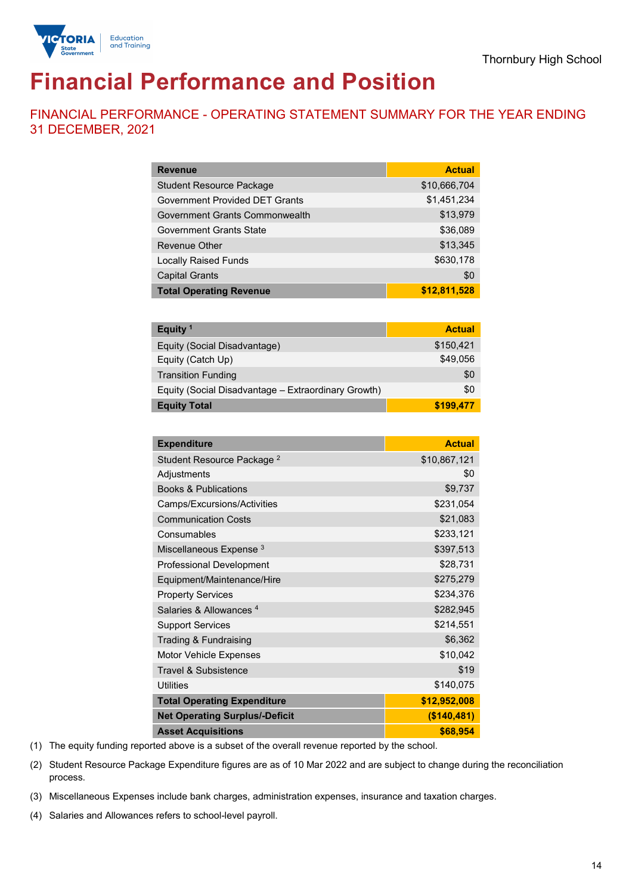Thornbury High School

# Financial Performance and Position

## FINANCIAL PERFORMANCE - OPERATING STATEMENT SUMMARY FOR THE YEAR ENDING 31 DECEMBER, 2021

| Revenue | Actual |
|---|---|
| Student Resource Package | $10,666,704 |
| Government Provided DET Grants | $1,451,234 |
| Government Grants Commonwealth | $13,979 |
| Government Grants State | $36,089 |
| Revenue Other | $13,345 |
| Locally Raised Funds | $630,178 |
| Capital Grants | $0 |
| **Total Operating Revenue** | **$12,811,528** |

| Equity [1] | Actual |
|---|---|
| Equity (Social Disadvantage) | $150,421 |
| Equity (Catch Up) | $49,056 |
| Transition Funding | $0 |
| Equity (Social Disadvantage – Extraordinary Growth) | $0 |
| **Equity Total** | **$199,477** |

| Expenditure | Actual |
|---|---|
| Student Resource Package [2] | $10,867,121 |
| Adjustments | $0 |
| Books & Publications | $9,737 |
| Camps/Excursions/Activities | $231,054 |
| Communication Costs | $21,083 |
| Consumables | $233,121 |
| Miscellaneous Expense [3] | $397,513 |
| Professional Development | $28,731 |
| Equipment/Maintenance/Hire | $275,279 |
| Property Services | $234,376 |
| Salaries & Allowances [4] | $282,945 |
| Support Services | $214,551 |
| Trading & Fundraising | $6,362 |
| Motor Vehicle Expenses | $10,042 |
| Travel & Subsistence | $19 |
| Utilities | $140,075 |
| **Total Operating Expenditure** | **$12,952,008** |
| **Net Operating Surplus/-Deficit** | **($140,481)** |
| **Asset Acquisitions** | **$68,954** |

(1) The equity funding reported above is a subset of the overall revenue reported by the school.

(2) Student Resource Package Expenditure figures are as of 10 Mar 2022 and are subject to change during the reconciliation process.

(3) Miscellaneous Expenses include bank charges, administration expenses, insurance and taxation charges.

(4) Salaries and Allowances refers to school-level payroll.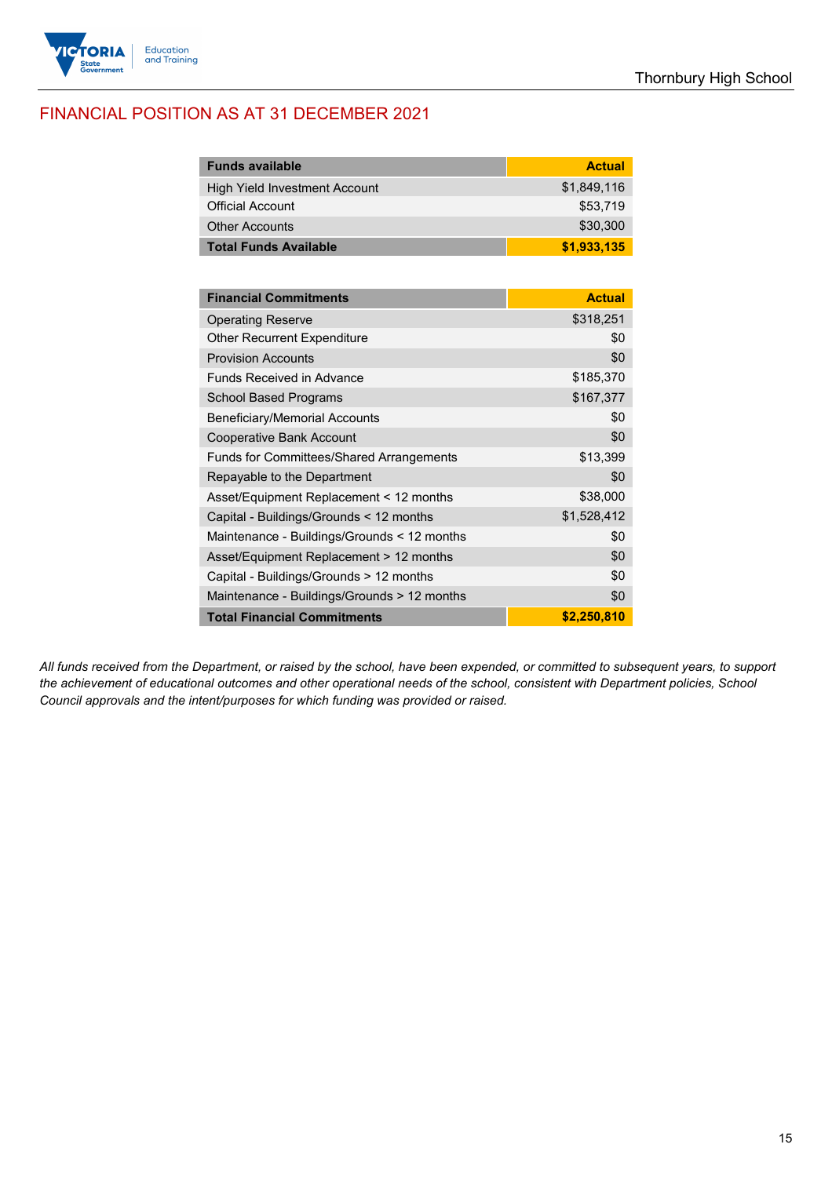## FINANCIAL POSITION AS AT 31 DECEMBER 2021

| Funds available | Actual |
|---|---|
| High Yield Investment Account | $1,849,116 |
| Official Account | $53,719 |
| Other Accounts | $30,300 |
| **Total Funds Available** | **$1,933,135** |

| Financial Commitments | Actual |
|---|---|
| Operating Reserve | $318,251 |
| Other Recurrent Expenditure | $0 |
| Provision Accounts | $0 |
| Funds Received in Advance | $185,370 |
| School Based Programs | $167,377 |
| Beneficiary/Memorial Accounts | $0 |
| Cooperative Bank Account | $0 |
| Funds for Committees/Shared Arrangements | $13,399 |
| Repayable to the Department | $0 |
| Asset/Equipment Replacement < 12 months | $38,000 |
| Capital - Buildings/Grounds < 12 months | $1,528,412 |
| Maintenance - Buildings/Grounds < 12 months | $0 |
| Asset/Equipment Replacement > 12 months | $0 |
| Capital - Buildings/Grounds > 12 months | $0 |
| Maintenance - Buildings/Grounds > 12 months | $0 |
| **Total Financial Commitments** | **$2,250,810** |

*All funds received from the Department, or raised by the school, have been expended, or committed to subsequent years, to support the achievement of educational outcomes and other operational needs of the school, consistent with Department policies, School Council approvals and the intent/purposes for which funding was provided or raised.*